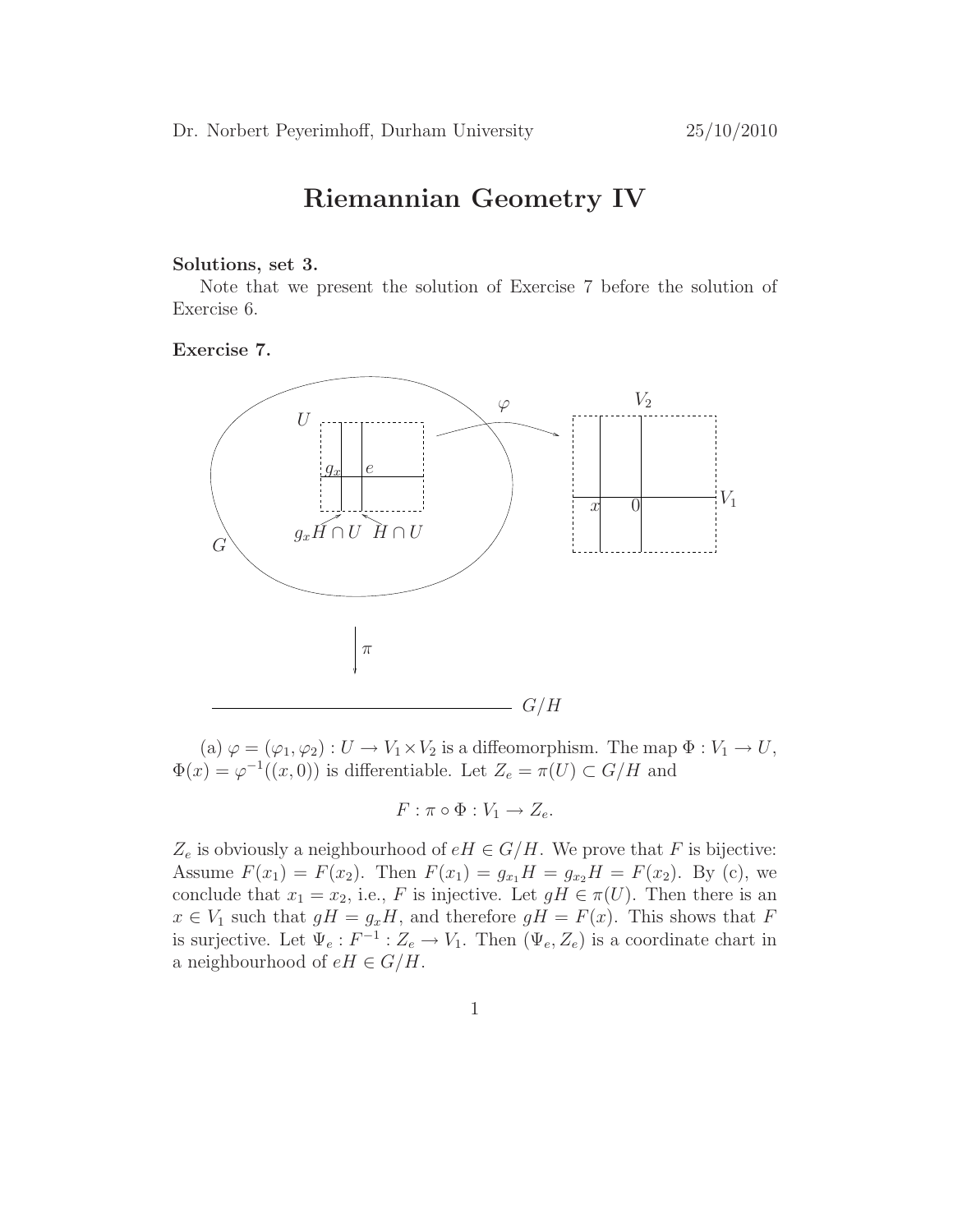Dr. Norbert Peyerimhoff, Durham University 25/10/2010

# Riemannian Geometry IV

**Solutions, set 3.**

Note that we present the solution of Exercise 7 before the solution of Exercise 6.

**Exercise 7.**

(a) $\varphi = (\varphi_1, \varphi_2) : U \to V_1 \times V_2$ is a diffeomorphism. The map $\Phi : V_1 \to U$, $\Phi(x) = \varphi^{-1}((x, 0))$ is differentiable. Let $Z_e = \pi(U) \subset G/H$ and

$$F : \pi \circ \Phi : V_1 \to Z_e.$$

$Z_e$ is obviously a neighbourhood of $eH \in G/H$. We prove that $F$ is bijective: Assume $F(x_1) = F(x_2)$. Then $F(x_1) = g_{x_1}H = g_{x_2}H = F(x_2)$. By (c), we conclude that $x_1 = x_2$, i.e., $F$ is injective. Let $gH \in \pi(U)$. Then there is an $x \in V_1$ such that $gH = g_xH$, and therefore $gH = F(x)$. This shows that $F$ is surjective. Let $\Psi_e : F^{-1} : Z_e \to V_1$. Then $(\Psi_e, Z_e)$ is a coordinate chart in a neighbourhood of $eH \in G/H$.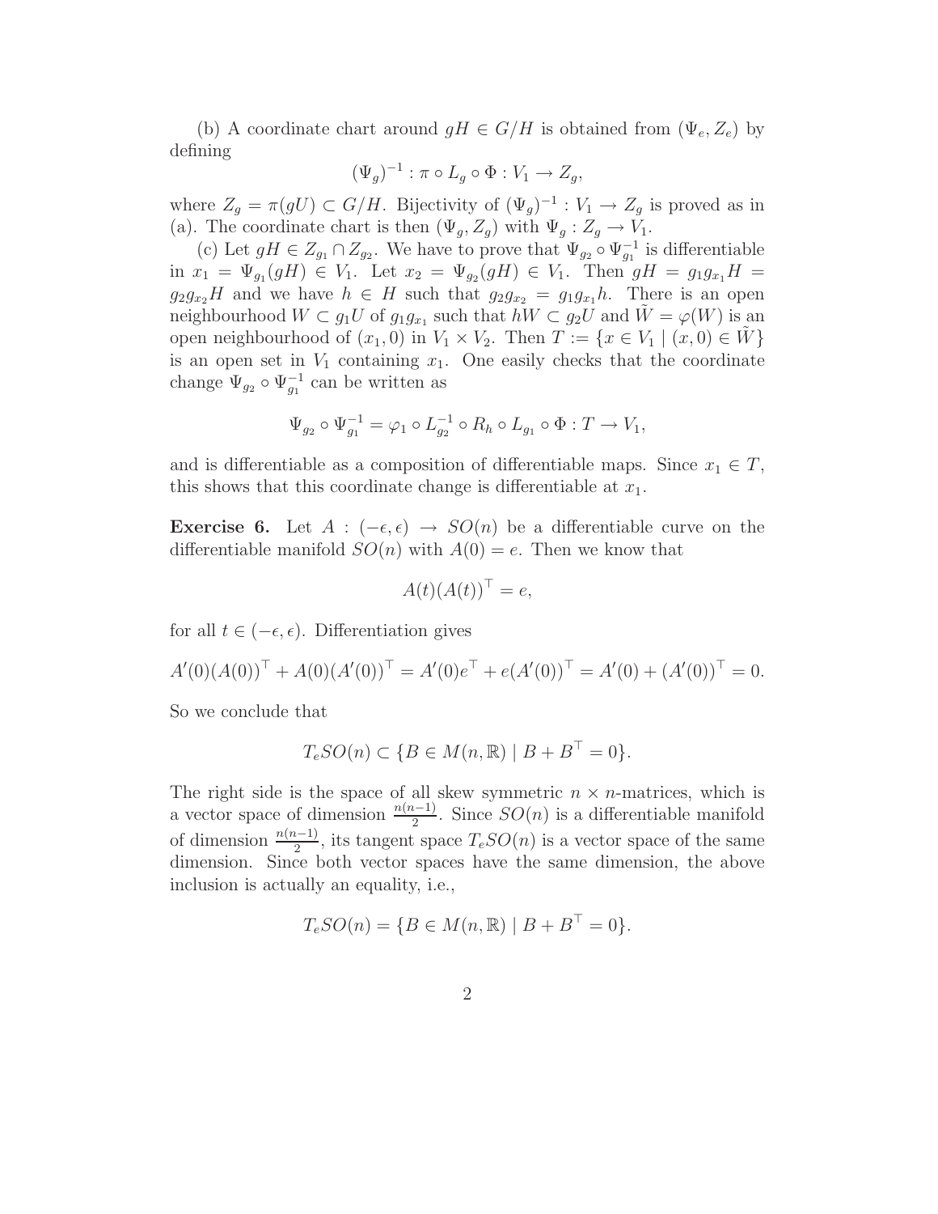(b) A coordinate chart around $gH \in G/H$ is obtained from $(\Psi_e, Z_e)$ by defining

$$(\Psi_g)^{-1} : \pi \circ L_g \circ \Phi : V_1 \to Z_g,$$

where $Z_g = \pi(gU) \subset G/H$. Bijectivity of $(\Psi_g)^{-1} : V_1 \to Z_g$ is proved as in (a). The coordinate chart is then $(\Psi_g, Z_g)$ with $\Psi_g : Z_g \to V_1$.

(c) Let $gH \in Z_{g_1} \cap Z_{g_2}$. We have to prove that $\Psi_{g_2} \circ \Psi_{g_1}^{-1}$ is differentiable in $x_1 = \Psi_{g_1}(gH) \in V_1$. Let $x_2 = \Psi_{g_2}(gH) \in V_1$. Then $gH = g_1 g_{x_1} H = g_2 g_{x_2} H$ and we have $h \in H$ such that $g_2 g_{x_2} = g_1 g_{x_1} h$. There is an open neighbourhood $W \subset g_1 U$ of $g_1 g_{x_1}$ such that $hW \subset g_2 U$ and $\tilde{W} = \varphi(W)$ is an open neighbourhood of $(x_1, 0)$ in $V_1 \times V_2$. Then $T := \{x \in V_1 \mid (x, 0) \in \tilde{W}\}$ is an open set in $V_1$ containing $x_1$. One easily checks that the coordinate change $\Psi_{g_2} \circ \Psi_{g_1}^{-1}$ can be written as

$$\Psi_{g_2} \circ \Psi_{g_1}^{-1} = \varphi_1 \circ L_{g_2}^{-1} \circ R_h \circ L_{g_1} \circ \Phi : T \to V_1,$$

and is differentiable as a composition of differentiable maps. Since $x_1 \in T$, this shows that this coordinate change is differentiable at $x_1$.

**Exercise 6.** Let $A : (-\epsilon, \epsilon) \to SO(n)$ be a differentiable curve on the differentiable manifold $SO(n)$ with $A(0) = e$. Then we know that

$$A(t)(A(t))^\top = e,$$

for all $t \in (-\epsilon, \epsilon)$. Differentiation gives

$$A'(0)(A(0))^\top + A(0)(A'(0))^\top = A'(0)e^\top + e(A'(0))^\top = A'(0) + (A'(0))^\top = 0.$$

So we conclude that

$$T_e SO(n) \subset \{B \in M(n, \mathbb{R}) \mid B + B^\top = 0\}.$$

The right side is the space of all skew symmetric $n \times n$-matrices, which is a vector space of dimension $\frac{n(n-1)}{2}$. Since $SO(n)$ is a differentiable manifold of dimension $\frac{n(n-1)}{2}$, its tangent space $T_e SO(n)$ is a vector space of the same dimension. Since both vector spaces have the same dimension, the above inclusion is actually an equality, i.e.,

$$T_e SO(n) = \{B \in M(n, \mathbb{R}) \mid B + B^\top = 0\}.$$